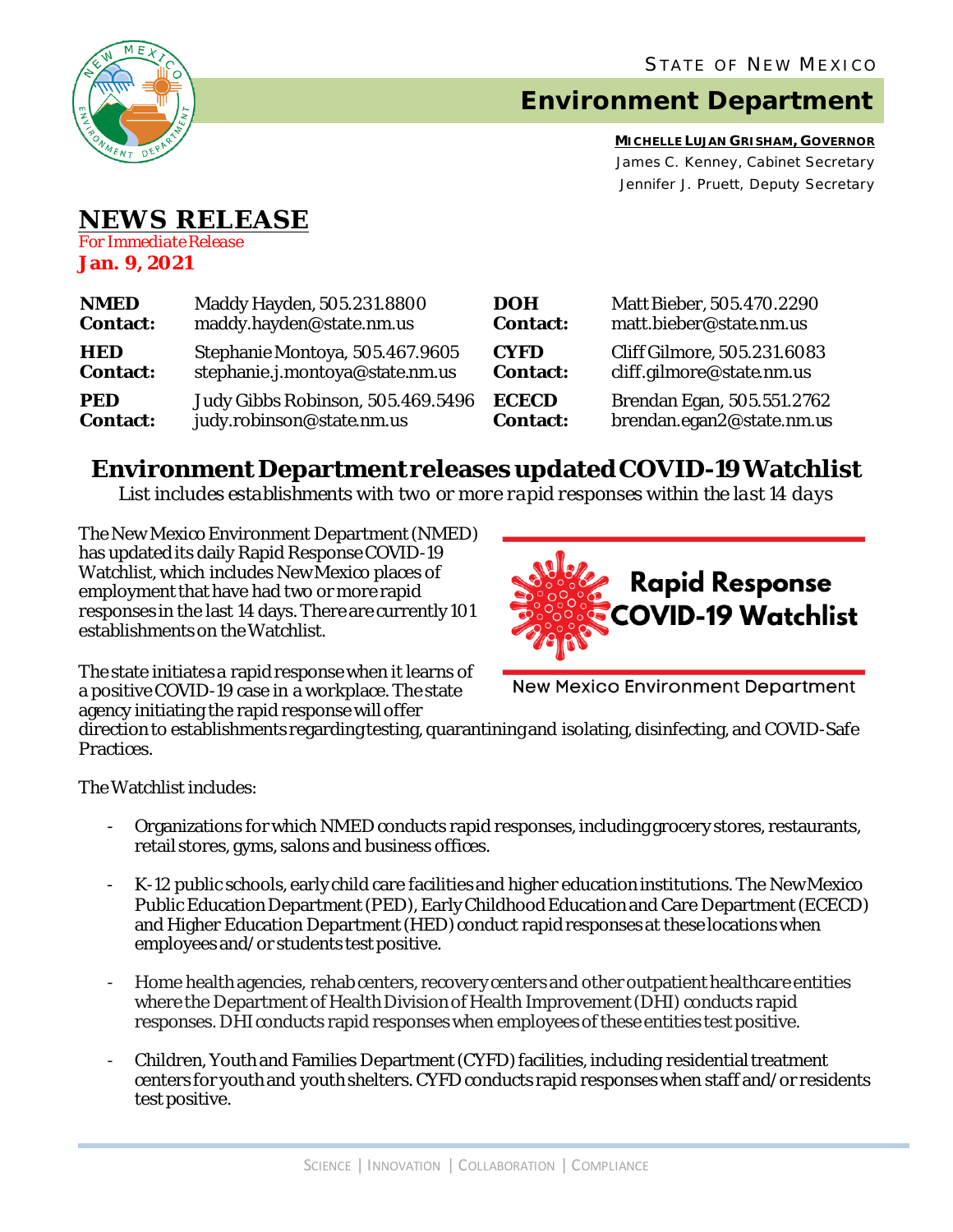STATE OF NEW MEXICO

# Environment Department

**MICHELLE LUJAN GRISHAM, GOVERNOR**
James C. Kenney, Cabinet Secretary
Jennifer J. Pruett, Deputy Secretary

## NEWS RELEASE

*For Immediate Release*
**Jan. 9, 2021**

| | | | |
|---|---|---|---|
| **NMED Contact:** | Maddy Hayden, 505.231.8800 maddy.hayden@state.nm.us | **DOH Contact:** | Matt Bieber, 505.470.2290 matt.bieber@state.nm.us |
| **HED Contact:** | Stephanie Montoya, 505.467.9605 stephanie.j.montoya@state.nm.us | **CYFD Contact:** | Cliff Gilmore, 505.231.6083 cliff.gilmore@state.nm.us |
| **PED Contact:** | Judy Gibbs Robinson, 505.469.5496 judy.robinson@state.nm.us | **ECECD Contact:** | Brendan Egan, 505.551.2762 brendan.egan2@state.nm.us |

## Environment Department releases updated COVID-19 Watchlist

*List includes establishments with two or more rapid responses within the last 14 days*

The New Mexico Environment Department (NMED) has updated its daily Rapid Response COVID-19 Watchlist, which includes New Mexico places of employment that have had two or more rapid responses in the last 14 days. There are currently 101 establishments on the Watchlist.

Rapid Response COVID-19 Watchlist

New Mexico Environment Department

The state initiates a rapid response when it learns of a positive COVID-19 case in a workplace. The state agency initiating the rapid response will offer direction to establishments regarding testing, quarantining and isolating, disinfecting, and COVID-Safe Practices.

The Watchlist includes:

- Organizations for which NMED conducts rapid responses, including grocery stores, restaurants, retail stores, gyms, salons and business offices.
- K-12 public schools, early child care facilities and higher education institutions. The New Mexico Public Education Department (PED), Early Childhood Education and Care Department (ECECD) and Higher Education Department (HED) conduct rapid responses at these locations when employees and/or students test positive.
- Home health agencies, rehab centers, recovery centers and other outpatient healthcare entities where the Department of Health Division of Health Improvement (DHI) conducts rapid responses. DHI conducts rapid responses when employees of these entities test positive.
- Children, Youth and Families Department (CYFD) facilities, including residential treatment centers for youth and youth shelters. CYFD conducts rapid responses when staff and/or residents test positive.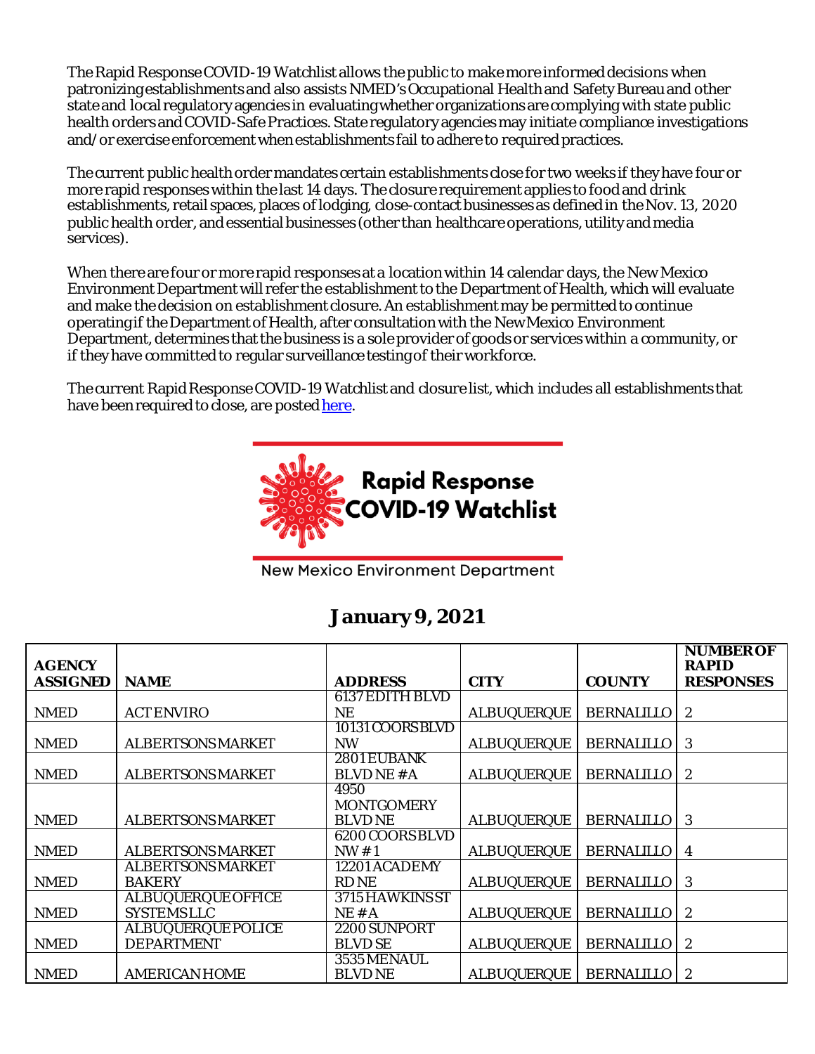The Rapid Response COVID-19 Watchlist allows the public to make more informed decisions when patronizing establishments and also assists NMED's Occupational Health and Safety Bureau and other state and local regulatory agencies in evaluating whether organizations are complying with state public health orders and COVID-Safe Practices. State regulatory agencies may initiate compliance investigations and/or exercise enforcement when establishments fail to adhere to required practices.

The current public health order mandates certain establishments close for two weeks if they have four or more rapid responses within the last 14 days. The closure requirement applies to food and drink establishments, retail spaces, places of lodging, close-contact businesses as defined in the Nov. 13, 2020 public health order, and essential businesses (other than healthcare operations, utility and media services).

When there are four or more rapid responses at a location within 14 calendar days, the New Mexico Environment Department will refer the establishment to the Department of Health, which will evaluate and make the decision on establishment closure. An establishment may be permitted to continue operating if the Department of Health, after consultation with the New Mexico Environment Department, determines that the business is a sole provider of goods or services within a community, or if they have committed to regular surveillance testing of their workforce.

The current Rapid Response COVID-19 Watchlist and closure list, which includes all establishments that have been required to close, are posted here.

# Rapid Response COVID-19 Watchlist

New Mexico Environment Department

## January 9, 2021

| AGENCY ASSIGNED | NAME | ADDRESS | CITY | COUNTY | NUMBER OF RAPID RESPONSES |
|---|---|---|---|---|---|
| NMED | ACT ENVIRO | 6137 EDITH BLVD NE | ALBUQUERQUE | BERNALILLO | 2 |
| NMED | ALBERTSONS MARKET | 10131 COORS BLVD NW | ALBUQUERQUE | BERNALILLO | 3 |
| NMED | ALBERTSONS MARKET | 2801 EUBANK BLVD NE #A | ALBUQUERQUE | BERNALILLO | 2 |
| NMED | ALBERTSONS MARKET | 4950 MONTGOMERY BLVD NE | ALBUQUERQUE | BERNALILLO | 3 |
| NMED | ALBERTSONS MARKET | 6200 COORS BLVD NW # 1 | ALBUQUERQUE | BERNALILLO | 4 |
| NMED | ALBERTSONS MARKET BAKERY | 12201 ACADEMY RD NE | ALBUQUERQUE | BERNALILLO | 3 |
| NMED | ALBUQUERQUE OFFICE SYSTEMS LLC | 3715 HAWKINS ST NE # A | ALBUQUERQUE | BERNALILLO | 2 |
| NMED | ALBUQUERQUE POLICE DEPARTMENT | 2200 SUNPORT BLVD SE | ALBUQUERQUE | BERNALILLO | 2 |
| NMED | AMERICAN HOME | 3535 MENAUL BLVD NE | ALBUQUERQUE | BERNALILLO | 2 |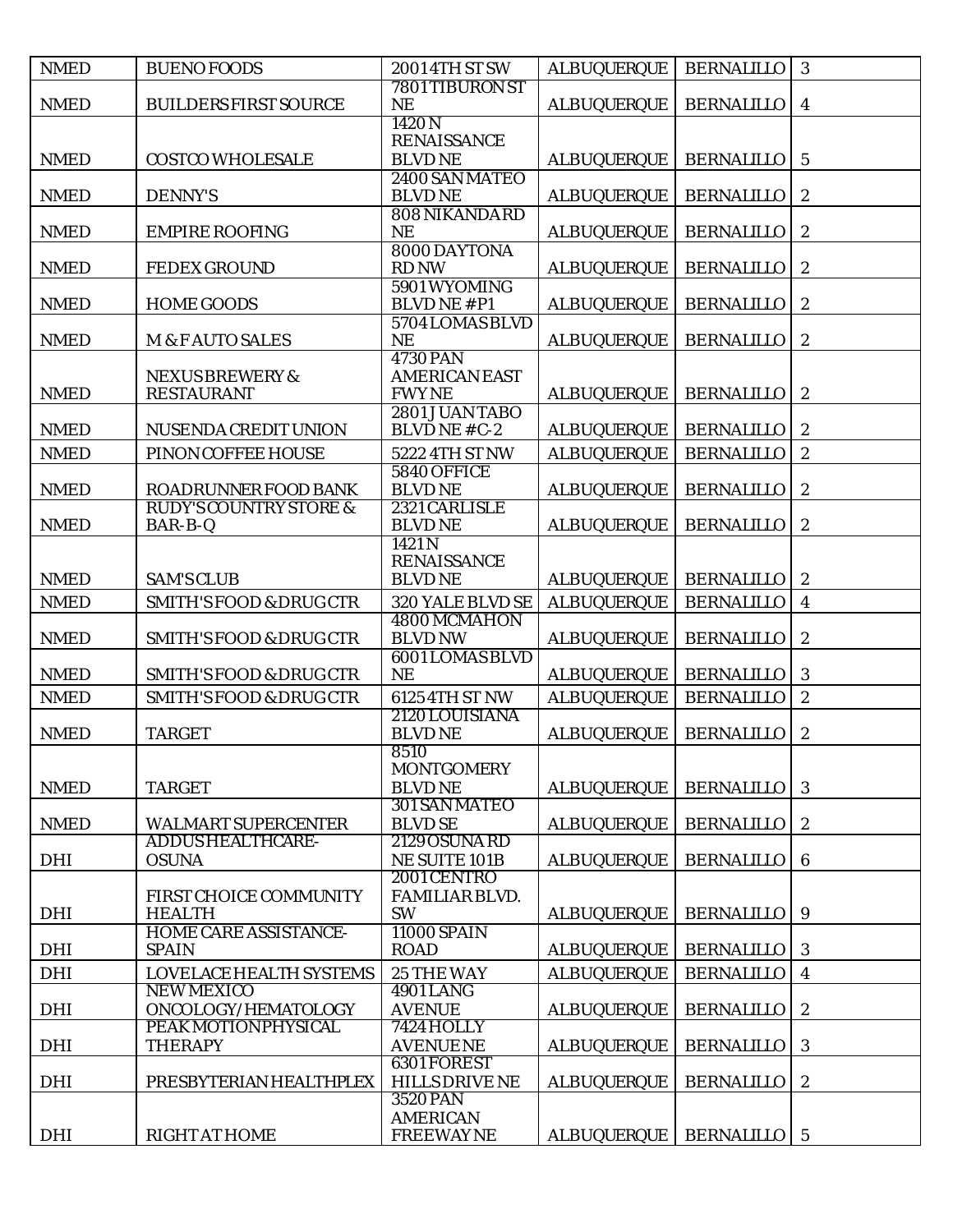| NMED | BUENO FOODS | 2001 4TH ST SW | ALBUQUERQUE | BERNALILLO | 3 |
|---|---|---|---|---|---|
| NMED | BUILDERS FIRST SOURCE | 7801 TIBURON ST NE | ALBUQUERQUE | BERNALILLO | 4 |
| NMED | COSTCO WHOLESALE | 1420 N RENAISSANCE BLVD NE | ALBUQUERQUE | BERNALILLO | 5 |
| NMED | DENNY'S | 2400 SAN MATEO BLVD NE | ALBUQUERQUE | BERNALILLO | 2 |
| NMED | EMPIRE ROOFING | 808 NIKANDA RD NE | ALBUQUERQUE | BERNALILLO | 2 |
| NMED | FEDEX GROUND | 8000 DAYTONA RD NW | ALBUQUERQUE | BERNALILLO | 2 |
| NMED | HOME GOODS | 5901 WYOMING BLVD NE #P1 | ALBUQUERQUE | BERNALILLO | 2 |
| NMED | M & F AUTO SALES | 5704 LOMAS BLVD NE | ALBUQUERQUE | BERNALILLO | 2 |
| NMED | NEXUS BREWERY & RESTAURANT | 4730 PAN AMERICAN EAST FWY NE | ALBUQUERQUE | BERNALILLO | 2 |
| NMED | NUSENDA CREDIT UNION | 2801 JUAN TABO BLVD NE #C-2 | ALBUQUERQUE | BERNALILLO | 2 |
| NMED | PINON COFFEE HOUSE | 5222 4TH ST NW | ALBUQUERQUE | BERNALILLO | 2 |
| NMED | ROADRUNNER FOOD BANK | 5840 OFFICE BLVD NE | ALBUQUERQUE | BERNALILLO | 2 |
| NMED | RUDY'S COUNTRY STORE & BAR-B-Q | 2321 CARLISLE BLVD NE | ALBUQUERQUE | BERNALILLO | 2 |
| NMED | SAM'S CLUB | 1421 N RENAISSANCE BLVD NE | ALBUQUERQUE | BERNALILLO | 2 |
| NMED | SMITH'S FOOD & DRUG CTR | 320 YALE BLVD SE | ALBUQUERQUE | BERNALILLO | 4 |
| NMED | SMITH'S FOOD & DRUG CTR | 4800 MCMAHON BLVD NW | ALBUQUERQUE | BERNALILLO | 2 |
| NMED | SMITH'S FOOD & DRUG CTR | 6001 LOMAS BLVD NE | ALBUQUERQUE | BERNALILLO | 3 |
| NMED | SMITH'S FOOD & DRUG CTR | 6125 4TH ST NW | ALBUQUERQUE | BERNALILLO | 2 |
| NMED | TARGET | 2120 LOUISIANA BLVD NE | ALBUQUERQUE | BERNALILLO | 2 |
| NMED | TARGET | 8510 MONTGOMERY BLVD NE | ALBUQUERQUE | BERNALILLO | 3 |
| NMED | WALMART SUPERCENTER | 301 SAN MATEO BLVD SE | ALBUQUERQUE | BERNALILLO | 2 |
| DHI | ADDUS HEALTHCARE-OSUNA | 2129 OSUNA RD NE SUITE 101B | ALBUQUERQUE | BERNALILLO | 6 |
| DHI | FIRST CHOICE COMMUNITY HEALTH | 2001 CENTRO FAMILIAR BLVD. SW | ALBUQUERQUE | BERNALILLO | 9 |
| DHI | HOME CARE ASSISTANCE-SPAIN | 11000 SPAIN ROAD | ALBUQUERQUE | BERNALILLO | 3 |
| DHI | LOVELACE HEALTH SYSTEMS | 25 THE WAY | ALBUQUERQUE | BERNALILLO | 4 |
| DHI | NEW MEXICO ONCOLOGY/HEMATOLOGY | 4901 LANG AVENUE | ALBUQUERQUE | BERNALILLO | 2 |
| DHI | PEAK MOTION PHYSICAL THERAPY | 7424 HOLLY AVENUE NE | ALBUQUERQUE | BERNALILLO | 3 |
| DHI | PRESBYTERIAN HEALTHPLEX | 6301 FOREST HILLS DRIVE NE | ALBUQUERQUE | BERNALILLO | 2 |
| DHI | RIGHT AT HOME | 3520 PAN AMERICAN FREEWAY NE | ALBUQUERQUE | BERNALILLO | 5 |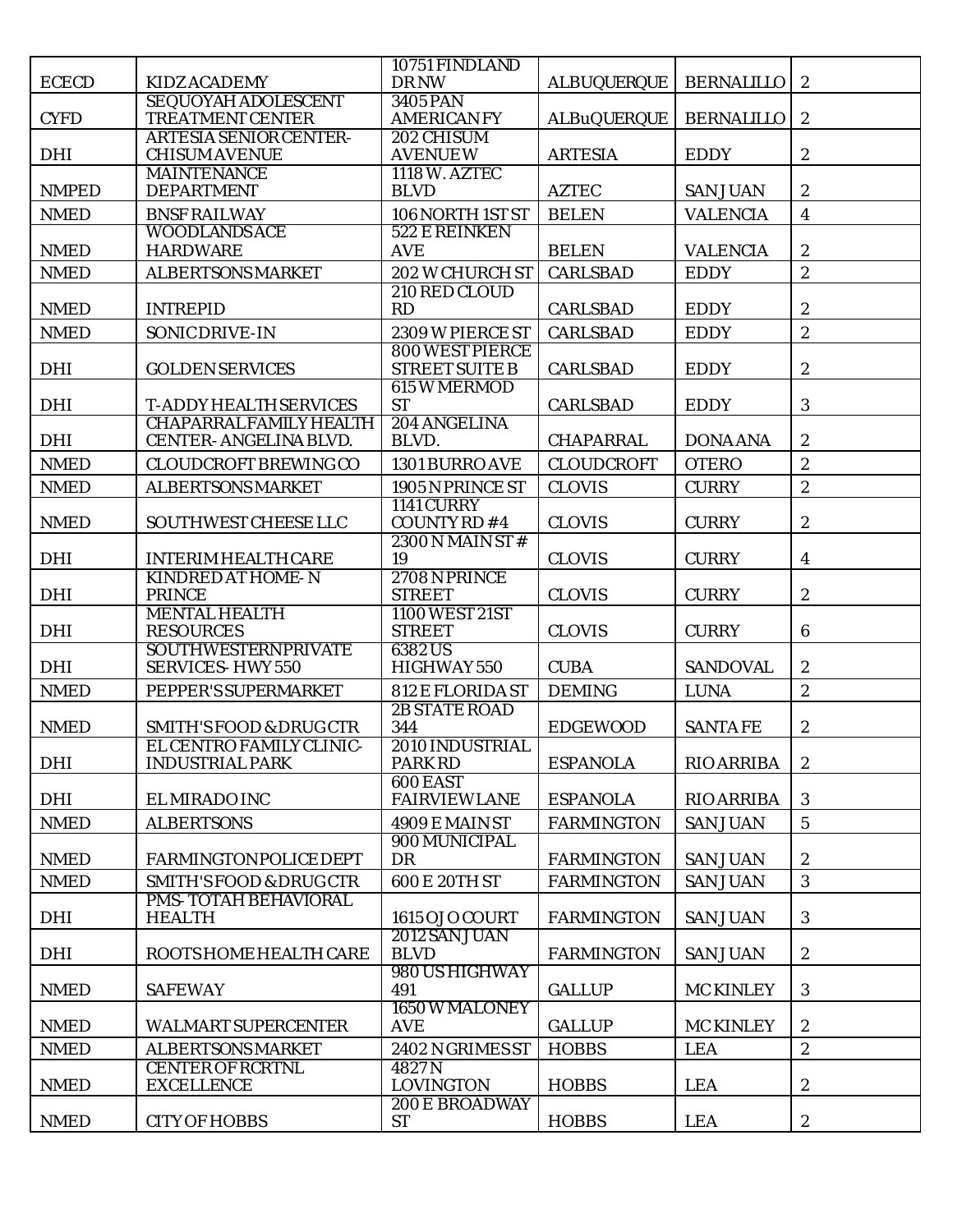| ECECD | KIDZ ACADEMY | 10751 FINDLAND DR NW | ALBUQUERQUE | BERNALILLO | 2 |
|---|---|---|---|---|---|
| CYFD | SEQUOYAH ADOLESCENT TREATMENT CENTER | 3405 PAN AMERICAN FY | ALBuQUERQUE | BERNALILLO | 2 |
| DHI | ARTESIA SENIOR CENTER-CHISUM AVENUE | 202 CHISUM AVENUE W | ARTESIA | EDDY | 2 |
| NMPED | MAINTENANCE DEPARTMENT | 1118 W. AZTEC BLVD | AZTEC | SAN JUAN | 2 |
| NMED | BNSF RAILWAY | 106 NORTH 1ST ST | BELEN | VALENCIA | 4 |
| NMED | WOODLANDS ACE HARDWARE | 522 E REINKEN AVE | BELEN | VALENCIA | 2 |
| NMED | ALBERTSONS MARKET | 202 W CHURCH ST | CARLSBAD | EDDY | 2 |
| NMED | INTREPID | 210 RED CLOUD RD | CARLSBAD | EDDY | 2 |
| NMED | SONIC DRIVE-IN | 2309 W PIERCE ST | CARLSBAD | EDDY | 2 |
| DHI | GOLDEN SERVICES | 800 WEST PIERCE STREET SUITE B | CARLSBAD | EDDY | 2 |
| DHI | T-ADDY HEALTH SERVICES | 615 W MERMOD ST | CARLSBAD | EDDY | 3 |
| DHI | CHAPARRAL FAMILY HEALTH CENTER- ANGELINA BLVD. | 204 ANGELINA BLVD. | CHAPARRAL | DONA ANA | 2 |
| NMED | CLOUDCROFT BREWING CO | 1301 BURRO AVE | CLOUDCROFT | OTERO | 2 |
| NMED | ALBERTSONS MARKET | 1905 N PRINCE ST | CLOVIS | CURRY | 2 |
| NMED | SOUTHWEST CHEESE LLC | 1141 CURRY COUNTY RD #4 | CLOVIS | CURRY | 2 |
| DHI | INTERIM HEALTH CARE | 2300 N MAIN ST # 19 | CLOVIS | CURRY | 4 |
| DHI | KINDRED AT HOME- N PRINCE | 2708 N PRINCE STREET | CLOVIS | CURRY | 2 |
| DHI | MENTAL HEALTH RESOURCES | 1100 WEST 21ST STREET | CLOVIS | CURRY | 6 |
| DHI | SOUTHWESTERN PRIVATE SERVICES- HWY 550 | 6382 US HIGHWAY 550 | CUBA | SANDOVAL | 2 |
| NMED | PEPPER'S SUPERMARKET | 812 E FLORIDA ST | DEMING | LUNA | 2 |
| NMED | SMITH'S FOOD & DRUG CTR | 2B STATE ROAD 344 | EDGEWOOD | SANTA FE | 2 |
| DHI | EL CENTRO FAMILY CLINIC-INDUSTRIAL PARK | 2010 INDUSTRIAL PARK RD | ESPANOLA | RIO ARRIBA | 2 |
| DHI | EL MIRADO INC | 600 EAST FAIRVIEW LANE | ESPANOLA | RIO ARRIBA | 3 |
| NMED | ALBERTSONS | 4909 E MAIN ST | FARMINGTON | SAN JUAN | 5 |
| NMED | FARMINGTON POLICE DEPT | 900 MUNICIPAL DR | FARMINGTON | SAN JUAN | 2 |
| NMED | SMITH'S FOOD & DRUG CTR | 600 E 20TH ST | FARMINGTON | SAN JUAN | 3 |
| DHI | PMS- TOTAH BEHAVIORAL HEALTH | 1615 OJO COURT | FARMINGTON | SAN JUAN | 3 |
| DHI | ROOTS HOME HEALTH CARE | 2012 SAN JUAN BLVD | FARMINGTON | SAN JUAN | 2 |
| NMED | SAFEWAY | 980 US HIGHWAY 491 | GALLUP | MC KINLEY | 3 |
| NMED | WALMART SUPERCENTER | 1650 W MALONEY AVE | GALLUP | MC KINLEY | 2 |
| NMED | ALBERTSONS MARKET | 2402 N GRIMES ST | HOBBS | LEA | 2 |
| NMED | CENTER OF RCRTNL EXCELLENCE | 4827 N LOVINGTON | HOBBS | LEA | 2 |
| NMED | CITY OF HOBBS | 200 E BROADWAY ST | HOBBS | LEA | 2 |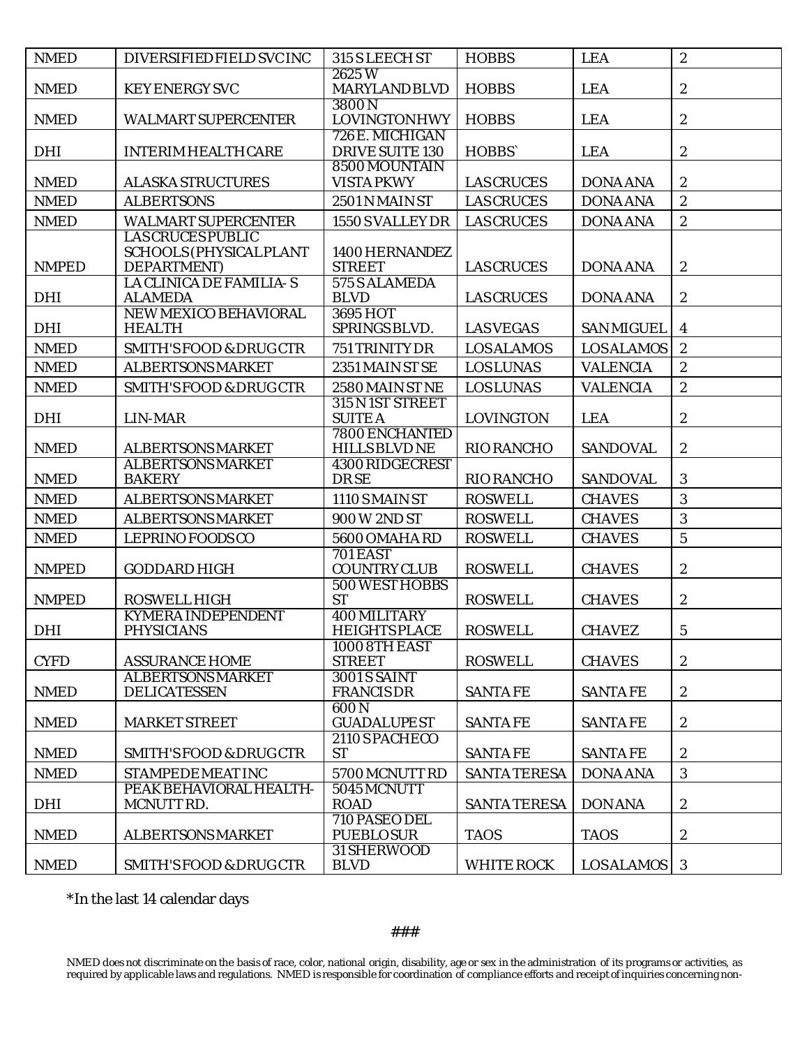| NMED | DIVERSIFIED FIELD SVC INC | 315 S LEECH ST | HOBBS | LEA | 2 |
|---|---|---|---|---|---|
| NMED | KEY ENERGY SVC | 2625 W MARYLAND BLVD | HOBBS | LEA | 2 |
| NMED | WALMART SUPERCENTER | 3800 N LOVINGTON HWY | HOBBS | LEA | 2 |
| DHI | INTERIM HEALTH CARE | 726 E. MICHIGAN DRIVE SUITE 130 | HOBBS` | LEA | 2 |
| NMED | ALASKA STRUCTURES | 8500 MOUNTAIN VISTA PKWY | LAS CRUCES | DONA ANA | 2 |
| NMED | ALBERTSONS | 2501 N MAIN ST | LAS CRUCES | DONA ANA | 2 |
| NMED | WALMART SUPERCENTER | 1550 S VALLEY DR | LAS CRUCES | DONA ANA | 2 |
| NMPED | LAS CRUCES PUBLIC SCHOOLS (PHYSICAL PLANT DEPARTMENT) | 1400 HERNANDEZ STREET | LAS CRUCES | DONA ANA | 2 |
| DHI | LA CLINICA DE FAMILIA- S ALAMEDA | 575 S ALAMEDA BLVD | LAS CRUCES | DONA ANA | 2 |
| DHI | NEW MEXICO BEHAVIORAL HEALTH | 3695 HOT SPRINGS BLVD. | LAS VEGAS | SAN MIGUEL | 4 |
| NMED | SMITH'S FOOD & DRUG CTR | 751 TRINITY DR | LOS ALAMOS | LOS ALAMOS | 2 |
| NMED | ALBERTSONS MARKET | 2351 MAIN ST SE | LOS LUNAS | VALENCIA | 2 |
| NMED | SMITH'S FOOD & DRUG CTR | 2580 MAIN ST NE | LOS LUNAS | VALENCIA | 2 |
| DHI | LIN-MAR | 315 N 1ST STREET SUITE A | LOVINGTON | LEA | 2 |
| NMED | ALBERTSONS MARKET | 7800 ENCHANTED HILLS BLVD NE | RIO RANCHO | SANDOVAL | 2 |
| NMED | ALBERTSONS MARKET BAKERY | 4300 RIDGECREST DR SE | RIO RANCHO | SANDOVAL | 3 |
| NMED | ALBERTSONS MARKET | 1110 S MAIN ST | ROSWELL | CHAVES | 3 |
| NMED | ALBERTSONS MARKET | 900 W 2ND ST | ROSWELL | CHAVES | 3 |
| NMED | LEPRINO FOODS CO | 5600 OMAHA RD | ROSWELL | CHAVES | 5 |
| NMPED | GODDARD HIGH | 701 EAST COUNTRY CLUB | ROSWELL | CHAVES | 2 |
| NMPED | ROSWELL HIGH | 500 WEST HOBBS ST | ROSWELL | CHAVES | 2 |
| DHI | KYMERA INDEPENDENT PHYSICIANS | 400 MILITARY HEIGHTS PLACE | ROSWELL | CHAVEZ | 5 |
| CYFD | ASSURANCE HOME | 1000 8TH EAST STREET | ROSWELL | CHAVES | 2 |
| NMED | ALBERTSONS MARKET DELICATESSEN | 3001 S SAINT FRANCIS DR | SANTA FE | SANTA FE | 2 |
| NMED | MARKET STREET | 600 N GUADALUPE ST | SANTA FE | SANTA FE | 2 |
| NMED | SMITH'S FOOD & DRUG CTR | 2110 S PACHECO ST | SANTA FE | SANTA FE | 2 |
| NMED | STAMPEDE MEAT INC | 5700 MCNUTT RD | SANTA TERESA | DONA ANA | 3 |
| DHI | PEAK BEHAVIORAL HEALTH- MCNUTT RD. | 5045 MCNUTT ROAD | SANTA TERESA | DON ANA | 2 |
| NMED | ALBERTSONS MARKET | 710 PASEO DEL PUEBLO SUR | TAOS | TAOS | 2 |
| NMED | SMITH'S FOOD & DRUG CTR | 31 SHERWOOD BLVD | WHITE ROCK | LOS ALAMOS | 3 |

*In the last 14 calendar days

###

NMED does not discriminate on the basis of race, color, national origin, disability, age or sex in the administration of its programs or activities, as required by applicable laws and regulations. NMED is responsible for coordination of compliance efforts and receipt of inquiries concerning non-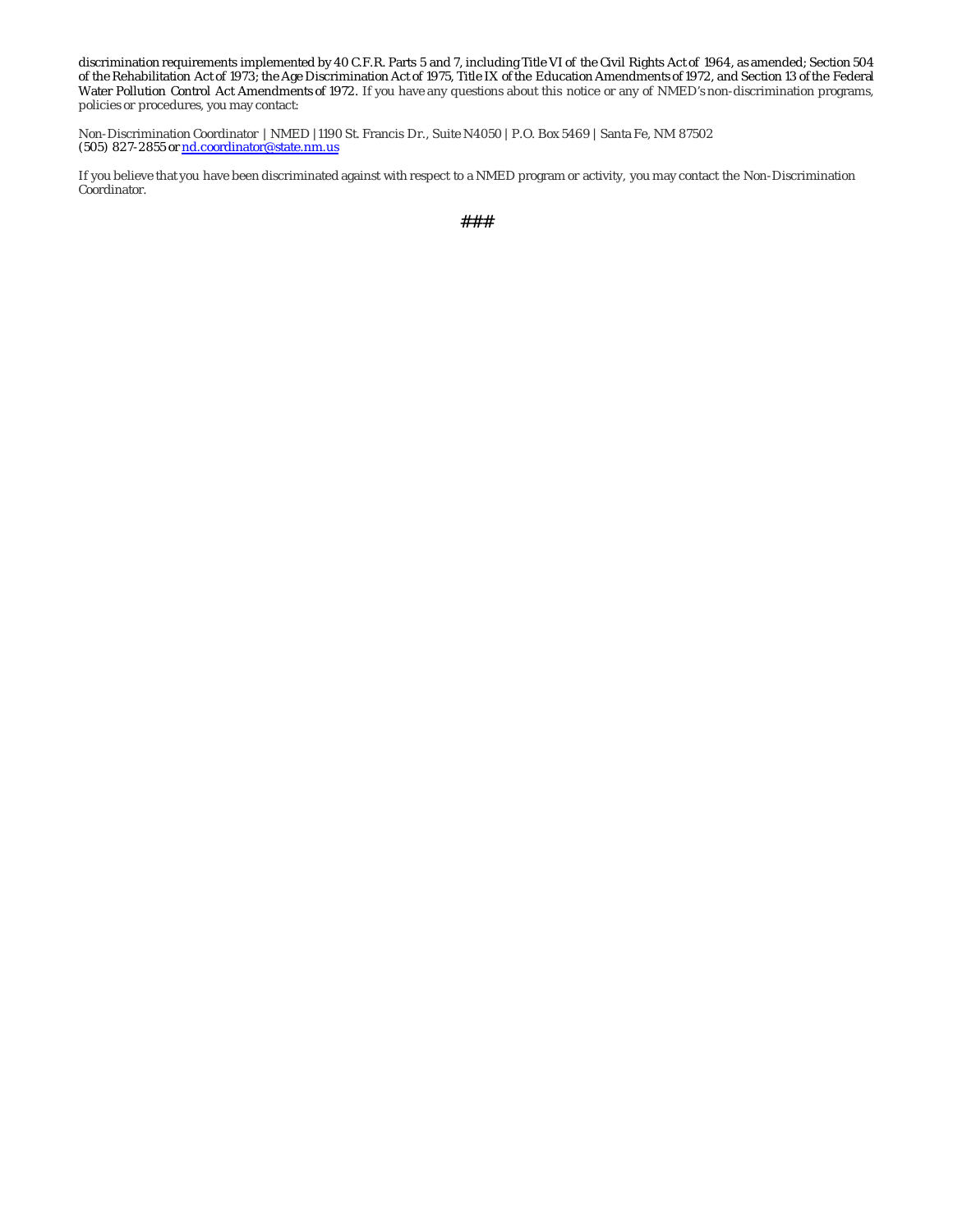discrimination requirements implemented by 40 C.F.R. Parts 5 and 7, including Title VI of the Civil Rights Act of 1964, as amended; Section 504 of the Rehabilitation Act of 1973; the Age Discrimination Act of 1975, Title IX of the Education Amendments of 1972, and Section 13 of the Federal Water Pollution Control Act Amendments of 1972. If you have any questions about this notice or any of NMED's non-discrimination programs, policies or procedures, you may contact:

Non-Discrimination Coordinator | NMED | 1190 St. Francis Dr., Suite N4050 | P.O. Box 5469 | Santa Fe, NM 87502
(505) 827-2855 or nd.coordinator@state.nm.us

If you believe that you have been discriminated against with respect to a NMED program or activity, you may contact the Non-Discrimination Coordinator.

###